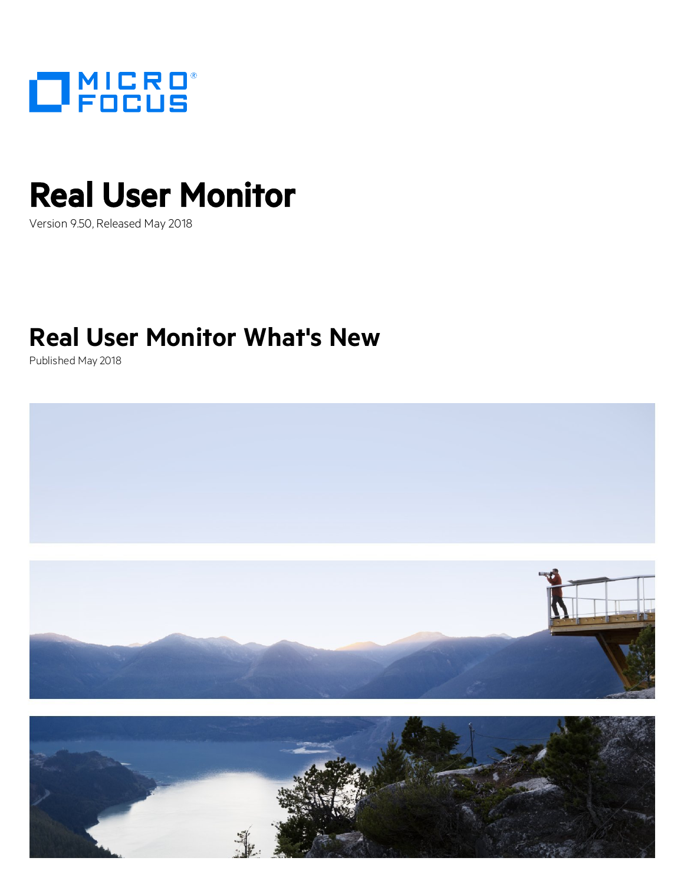MICRO FOCUS

# Real User Monitor

Version 9.50, Released May 2018

## Real User Monitor What's New

Published May 2018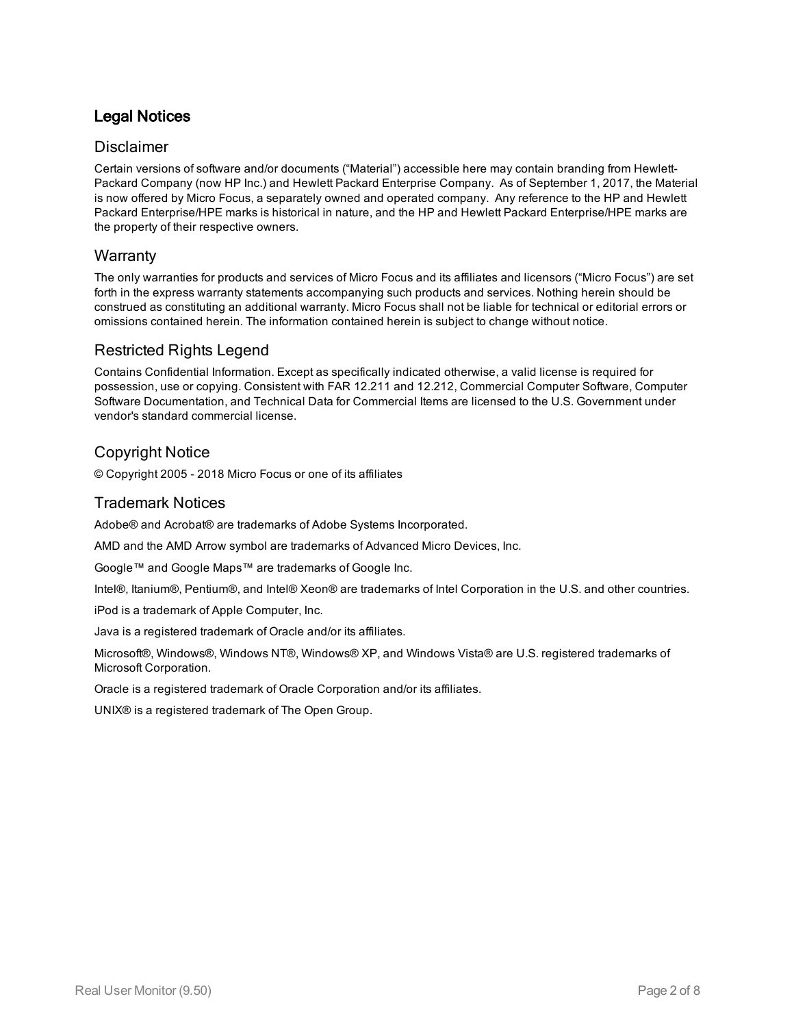## Legal Notices

### Disclaimer

Certain versions of software and/or documents ("Material") accessible here may contain branding from Hewlett-Packard Company (now HP Inc.) and Hewlett Packard Enterprise Company. As of September 1, 2017, the Material is now offered by Micro Focus, a separately owned and operated company. Any reference to the HP and Hewlett Packard Enterprise/HPE marks is historical in nature, and the HP and Hewlett Packard Enterprise/HPE marks are the property of their respective owners.

### Warranty

The only warranties for products and services of Micro Focus and its affiliates and licensors ("Micro Focus") are set forth in the express warranty statements accompanying such products and services. Nothing herein should be construed as constituting an additional warranty. Micro Focus shall not be liable for technical or editorial errors or omissions contained herein. The information contained herein is subject to change without notice.

### Restricted Rights Legend

Contains Confidential Information. Except as specifically indicated otherwise, a valid license is required for possession, use or copying. Consistent with FAR 12.211 and 12.212, Commercial Computer Software, Computer Software Documentation, and Technical Data for Commercial Items are licensed to the U.S. Government under vendor's standard commercial license.

### Copyright Notice

© Copyright 2005 - 2018 Micro Focus or one of its affiliates

### Trademark Notices

Adobe® and Acrobat® are trademarks of Adobe Systems Incorporated.

AMD and the AMD Arrow symbol are trademarks of Advanced Micro Devices, Inc.

Google™ and Google Maps™ are trademarks of Google Inc.

Intel®, Itanium®, Pentium®, and Intel® Xeon® are trademarks of Intel Corporation in the U.S. and other countries.

iPod is a trademark of Apple Computer, Inc.

Java is a registered trademark of Oracle and/or its affiliates.

Microsoft®, Windows®, Windows NT®, Windows® XP, and Windows Vista® are U.S. registered trademarks of Microsoft Corporation.

Oracle is a registered trademark of Oracle Corporation and/or its affiliates.

UNIX® is a registered trademark of The Open Group.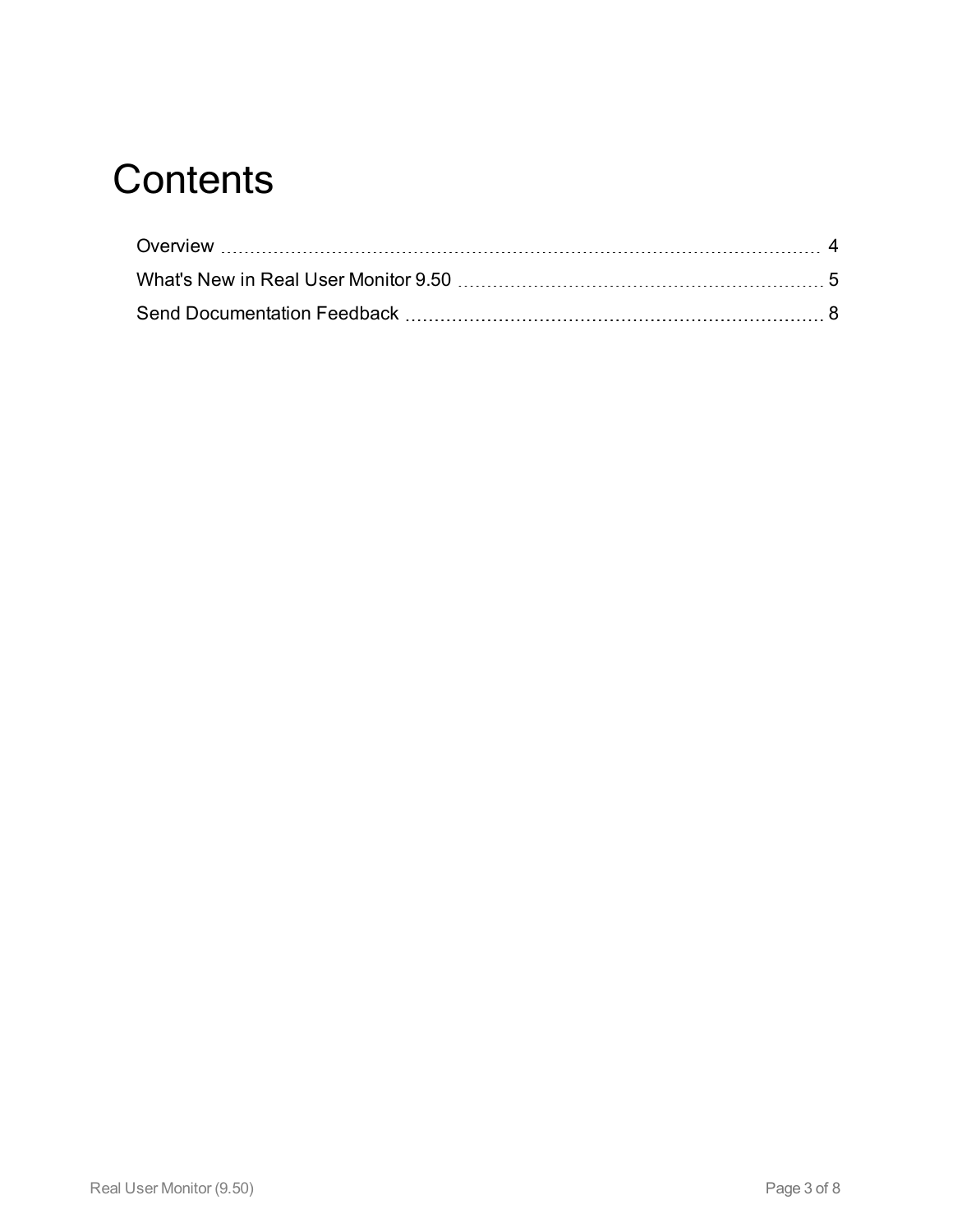# Contents

Overview ........................................................................................................ 4

What's New in Real User Monitor 9.50 ................................................................ 5

Send Documentation Feedback .......................................................................... 8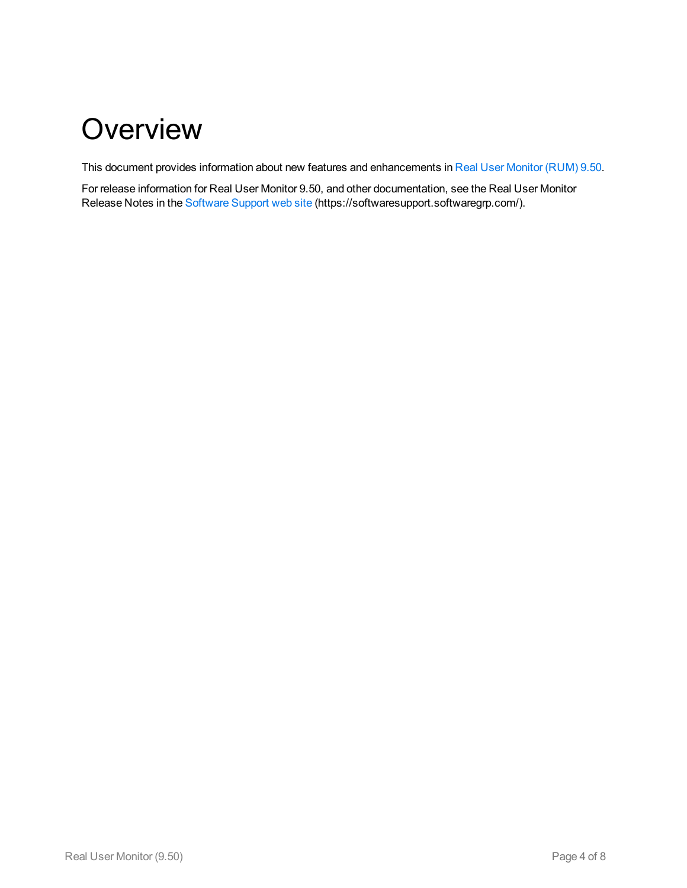# Overview

This document provides information about new features and enhancements in Real User Monitor (RUM) 9.50.

For release information for Real User Monitor 9.50, and other documentation, see the Real User Monitor Release Notes in the Software Support web site (https://softwaresupport.softwaregrp.com/).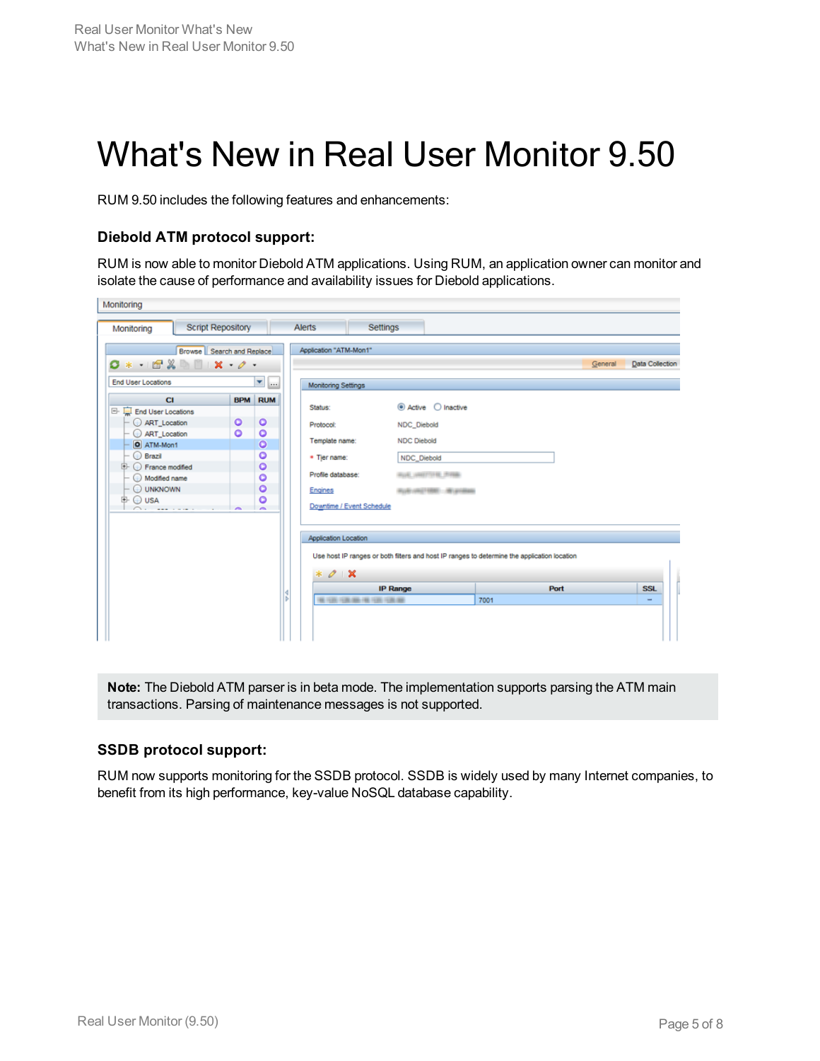# What's New in Real User Monitor 9.50

RUM 9.50 includes the following features and enhancements:

### Diebold ATM protocol support:

RUM is now able to monitor Diebold ATM applications. Using RUM, an application owner can monitor and isolate the cause of performance and availability issues for Diebold applications.

**Note:** The Diebold ATM parser is in beta mode. The implementation supports parsing the ATM main transactions. Parsing of maintenance messages is not supported.

### SSDB protocol support:

RUM now supports monitoring for the SSDB protocol. SSDB is widely used by many Internet companies, to benefit from its high performance, key-value NoSQL database capability.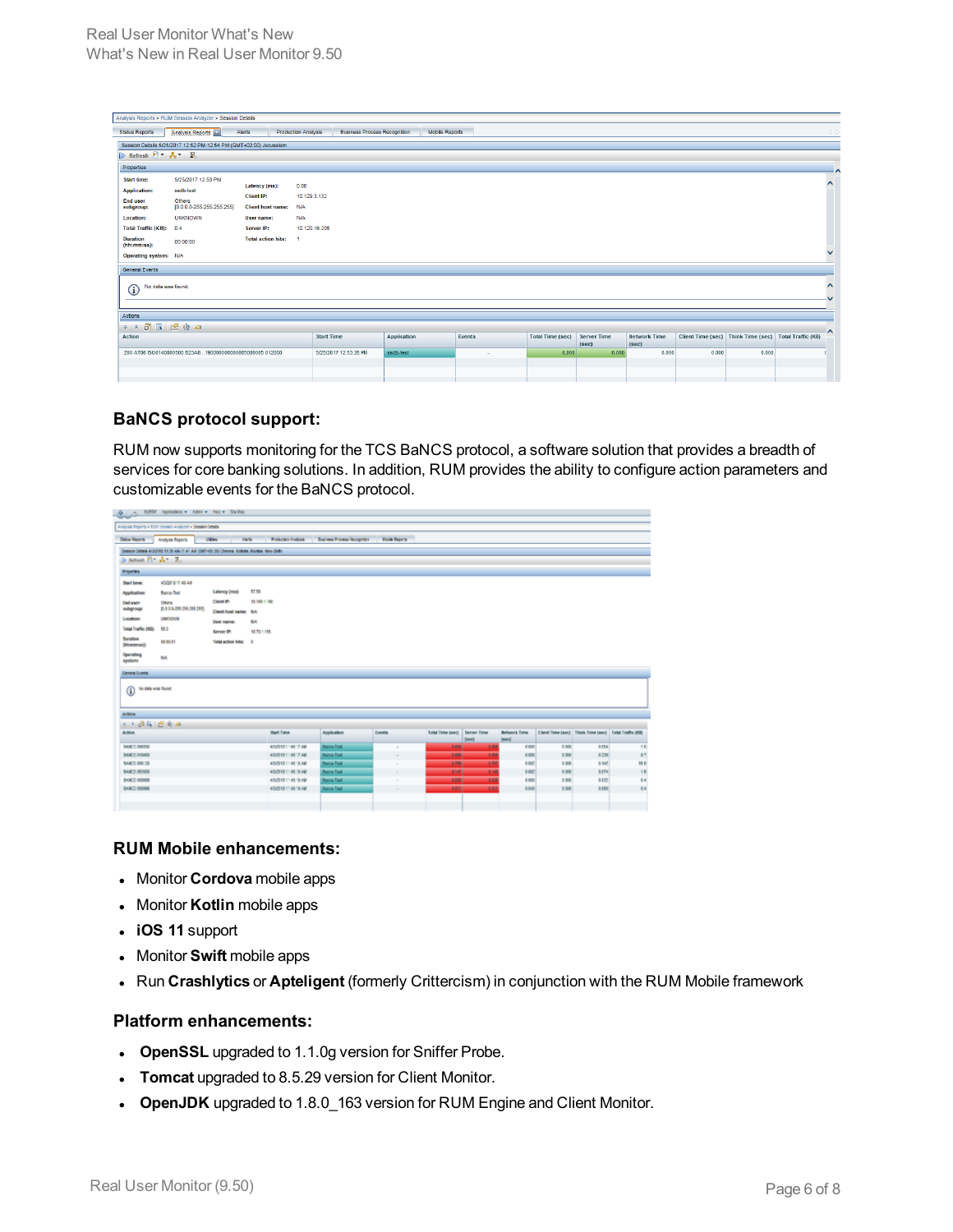## BaNCS protocol support:

RUM now supports monitoring for the TCS BaNCS protocol, a software solution that provides a breadth of services for core banking solutions. In addition, RUM provides the ability to configure action parameters and customizable events for the BaNCS protocol.

### RUM Mobile enhancements:

- Monitor **Cordova** mobile apps
- Monitor **Kotlin** mobile apps
- **iOS 11** support
- Monitor **Swift** mobile apps
- Run **Crashlytics** or **Apteligent** (formerly Crittercism) in conjunction with the RUM Mobile framework

### Platform enhancements:

- **OpenSSL** upgraded to 1.1.0g version for Sniffer Probe.
- **Tomcat** upgraded to 8.5.29 version for Client Monitor.
- **OpenJDK** upgraded to 1.8.0_163 version for RUM Engine and Client Monitor.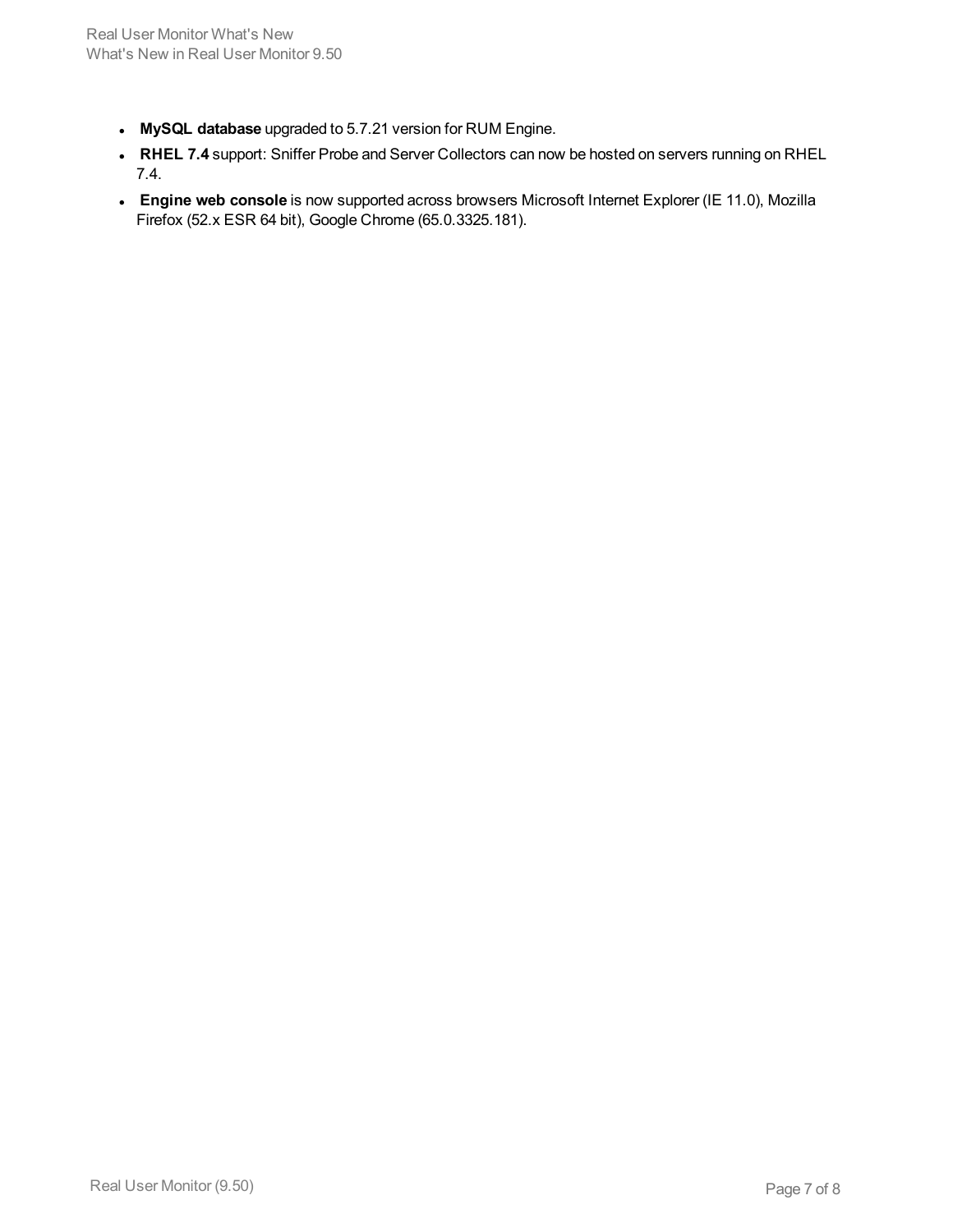- **MySQL database** upgraded to 5.7.21 version for RUM Engine.
- **RHEL 7.4** support: Sniffer Probe and Server Collectors can now be hosted on servers running on RHEL 7.4.
- **Engine web console** is now supported across browsers Microsoft Internet Explorer (IE 11.0), Mozilla Firefox (52.x ESR 64 bit), Google Chrome (65.0.3325.181).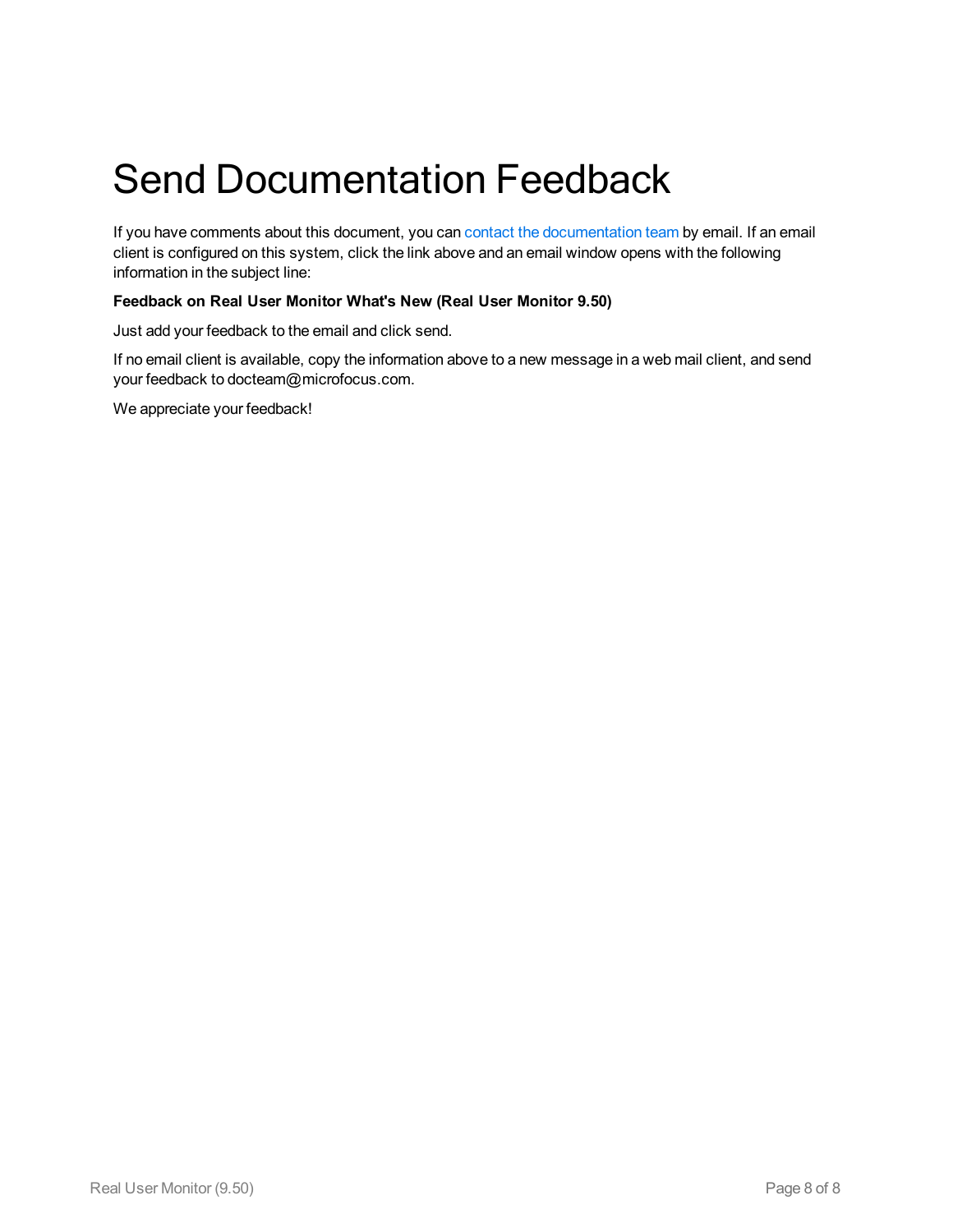# Send Documentation Feedback

If you have comments about this document, you can contact the documentation team by email. If an email client is configured on this system, click the link above and an email window opens with the following information in the subject line:

**Feedback on Real User Monitor What's New (Real User Monitor 9.50)**

Just add your feedback to the email and click send.

If no email client is available, copy the information above to a new message in a web mail client, and send your feedback to docteam@microfocus.com.

We appreciate your feedback!